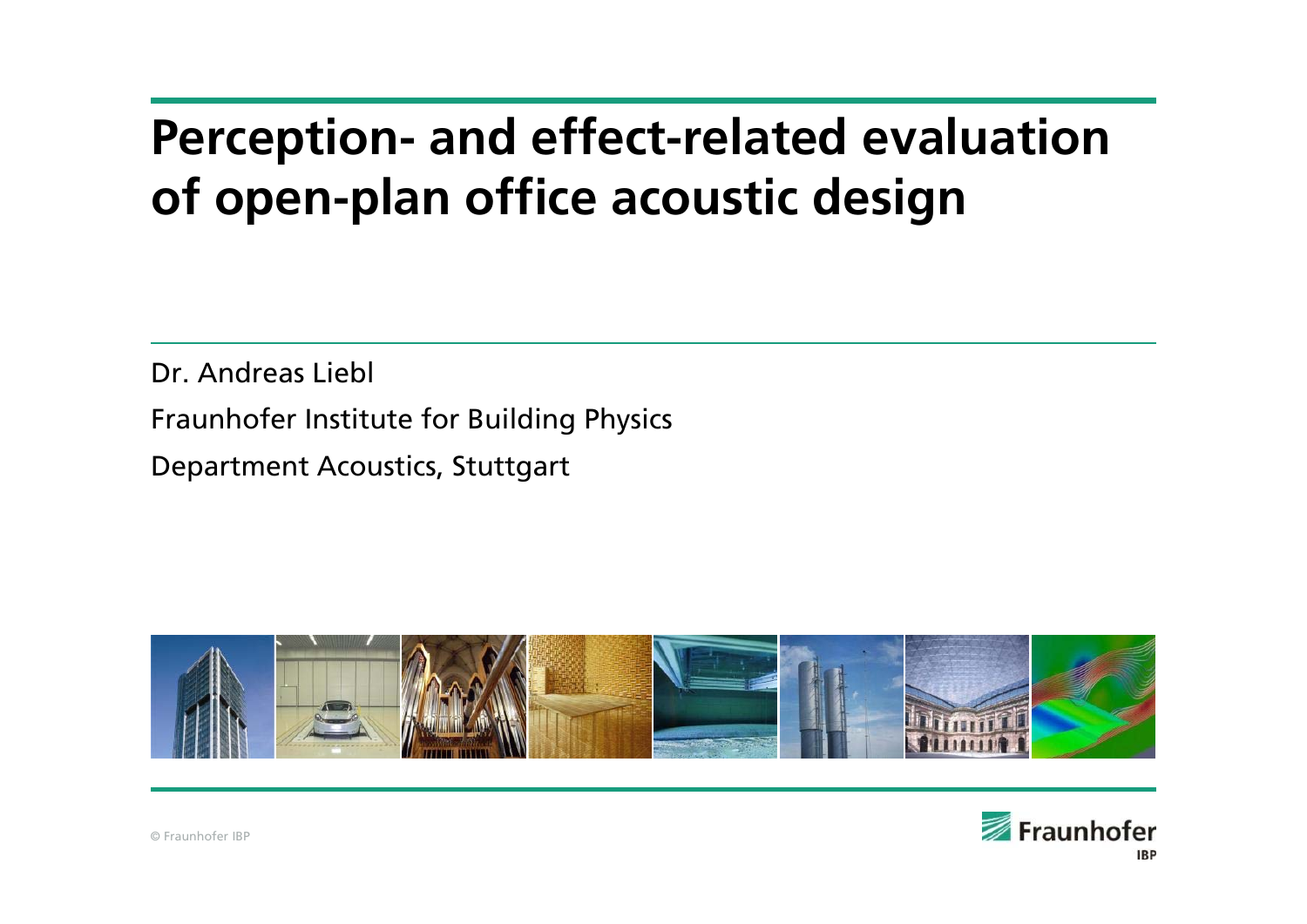# Perception- and effect-related evaluation of open-plan office acoustic design

Dr. Andreas Liebl

Fraunhofer Institute for Building Physics

Department Acoustics, Stuttgart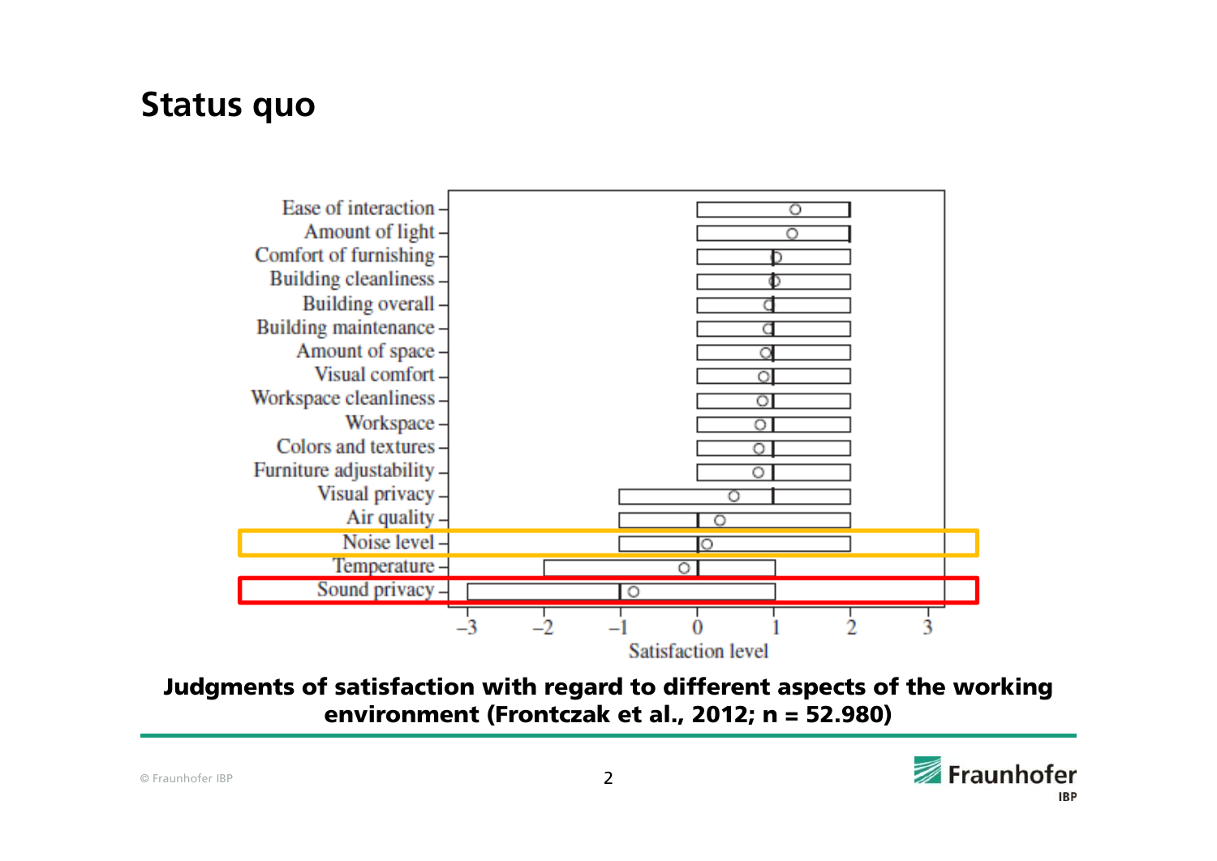## Status quo

Ease of interaction
Amount of light
Comfort of furnishing
Building cleanliness
Building overall
Building maintenance
Amount of space
Visual comfort
Workspace cleanliness
Workspace
Colors and textures
Furniture adjustability
Visual privacy
Air quality
Noise level
Temperature
Sound privacy

−3 −2 −1 0 1 2 3

Satisfaction level

**Judgments of satisfaction with regard to different aspects of the working environment (Frontczak et al., 2012; n = 52.980)**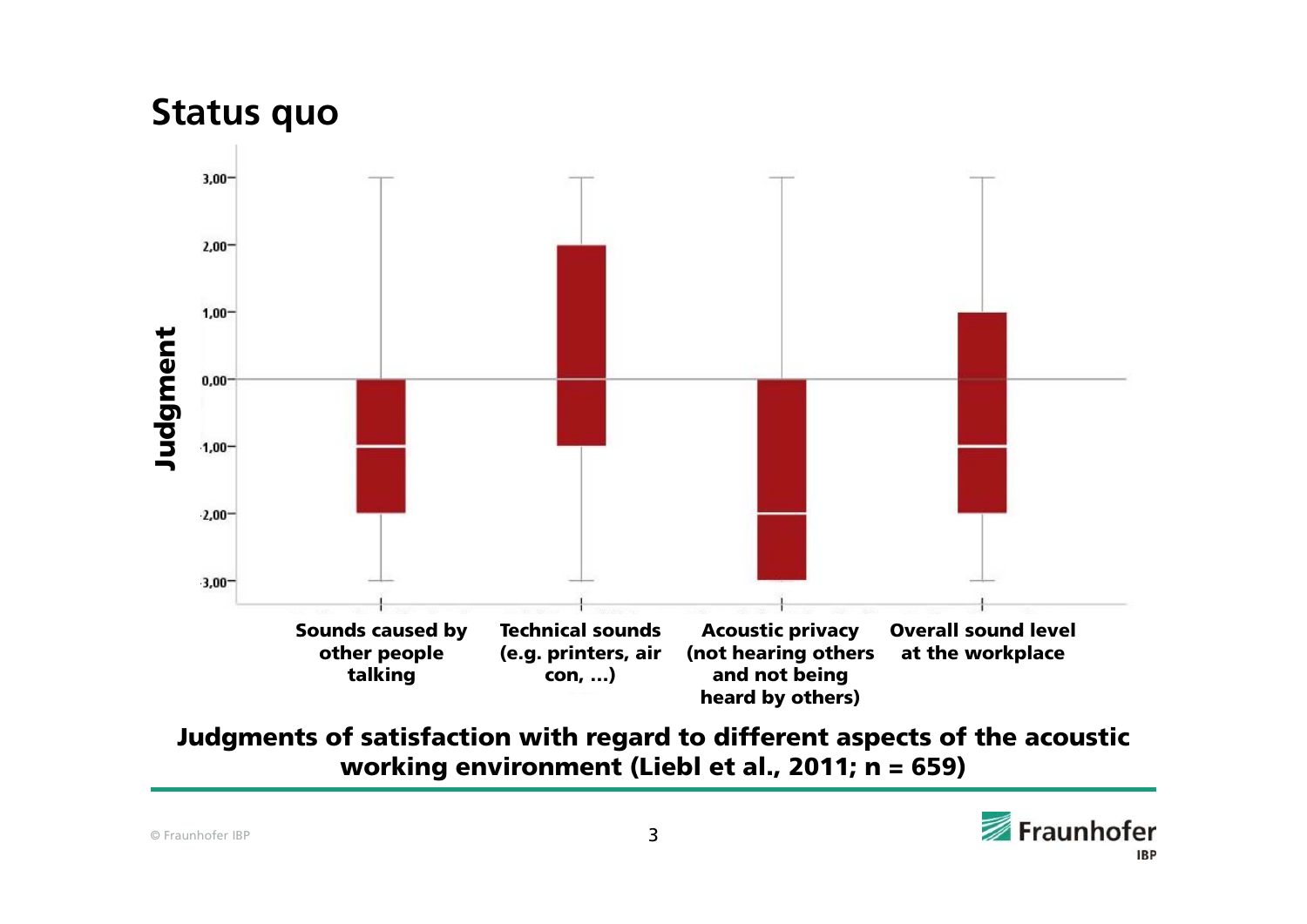## Status quo

Judgment

3,00
2,00
1,00
0,00
-1,00
-2,00
-3,00

Sounds caused by other people talking

Technical sounds (e.g. printers, air con, …)

Acoustic privacy (not hearing others and not being heard by others)

Overall sound level at the workplace

**Judgments of satisfaction with regard to different aspects of the acoustic working environment (Liebl et al., 2011; n = 659)**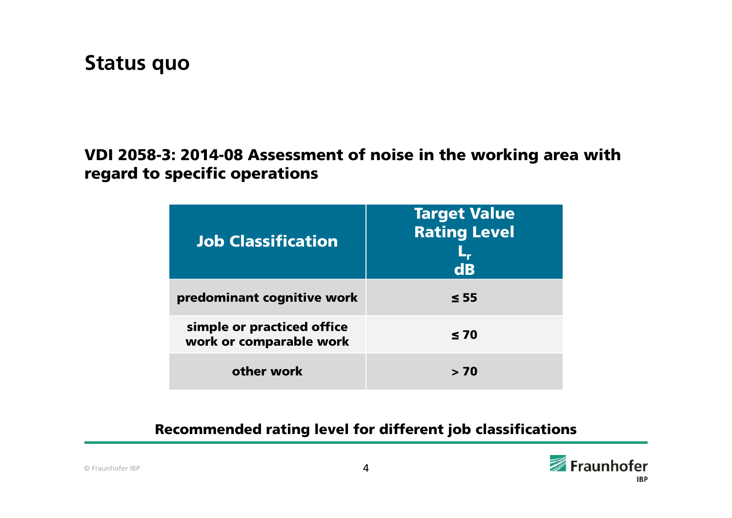## Status quo

**VDI 2058-3: 2014-08 Assessment of noise in the working area with regard to specific operations**

| Job Classification | Target Value Rating Level $L_r$ dB |
| --- | --- |
| predominant cognitive work | ≤ 55 |
| simple or practiced office work or comparable work | ≤ 70 |
| other work | > 70 |

**Recommended rating level for different job classifications**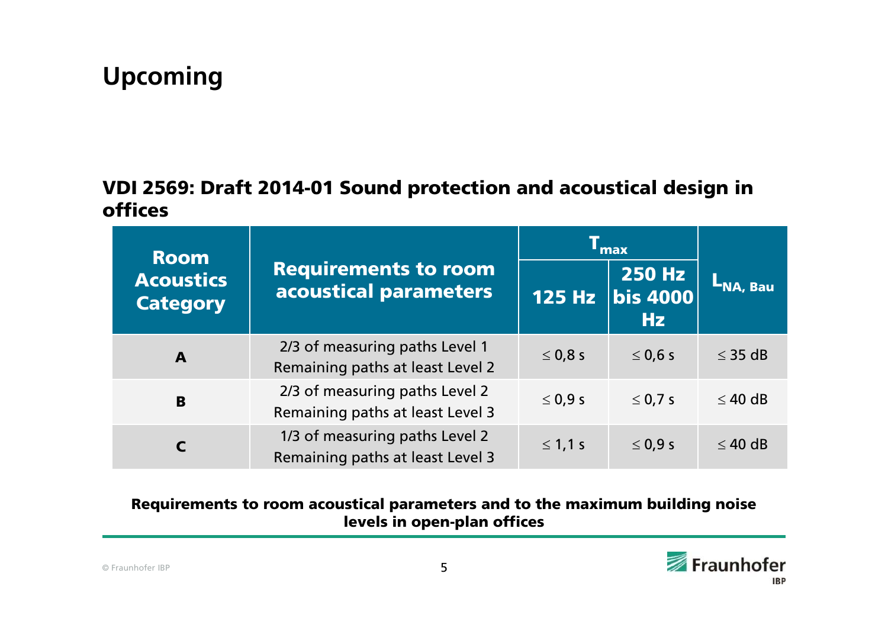# Upcoming

**VDI 2569: Draft 2014-01 Sound protection and acoustical design in offices**

| Room Acoustics Category | Requirements to room acoustical parameters | $T_{max}$ | | $L_{NA, Bau}$ |
|---|---|---|---|---|
| | | 125 Hz | 250 Hz bis 4000 Hz | |
| **A** | 2/3 of measuring paths Level 1<br>Remaining paths at least Level 2 | ≤ 0,8 s | ≤ 0,6 s | ≤ 35 dB |
| **B** | 2/3 of measuring paths Level 2<br>Remaining paths at least Level 3 | ≤ 0,9 s | ≤ 0,7 s | ≤ 40 dB |
| **C** | 1/3 of measuring paths Level 2<br>Remaining paths at least Level 3 | ≤ 1,1 s | ≤ 0,9 s | ≤ 40 dB |

**Requirements to room acoustical parameters and to the maximum building noise levels in open-plan offices**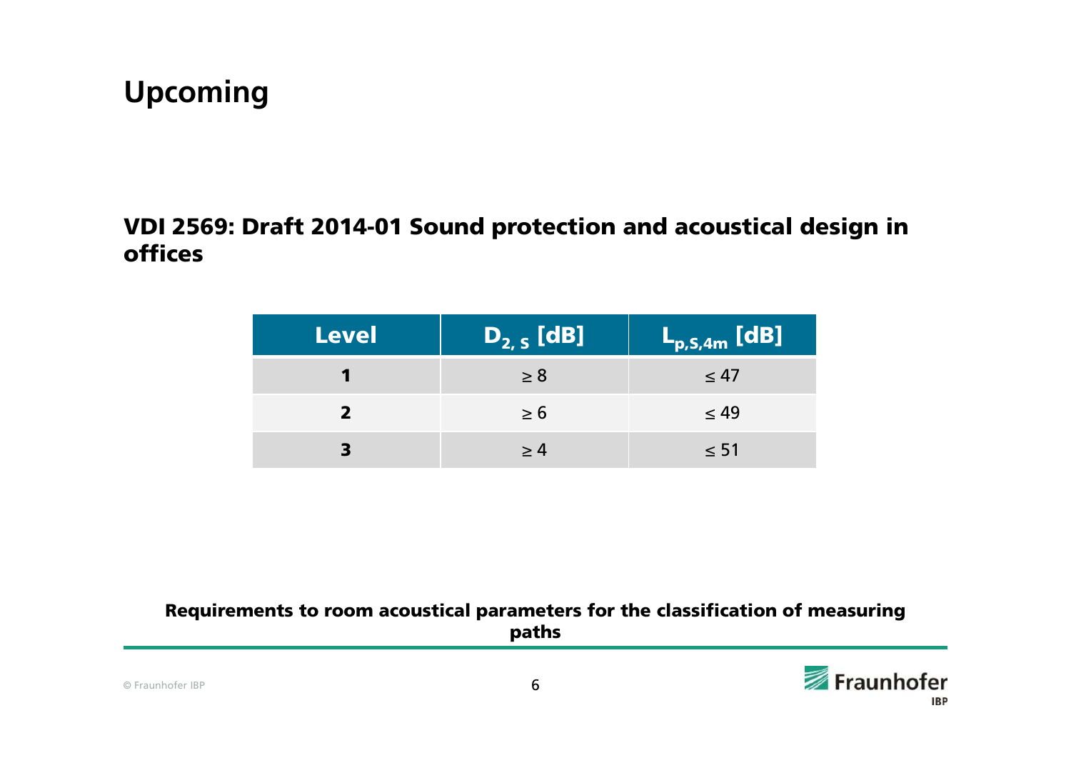# Upcoming

## VDI 2569: Draft 2014-01 Sound protection and acoustical design in offices

| Level | $D_{2,S}$ [dB] | $L_{p,S,4m}$ [dB] |
|---|---|---|
| **1** | ≥ 8 | ≤ 47 |
| **2** | ≥ 6 | ≤ 49 |
| **3** | ≥ 4 | ≤ 51 |

**Requirements to room acoustical parameters for the classification of measuring paths**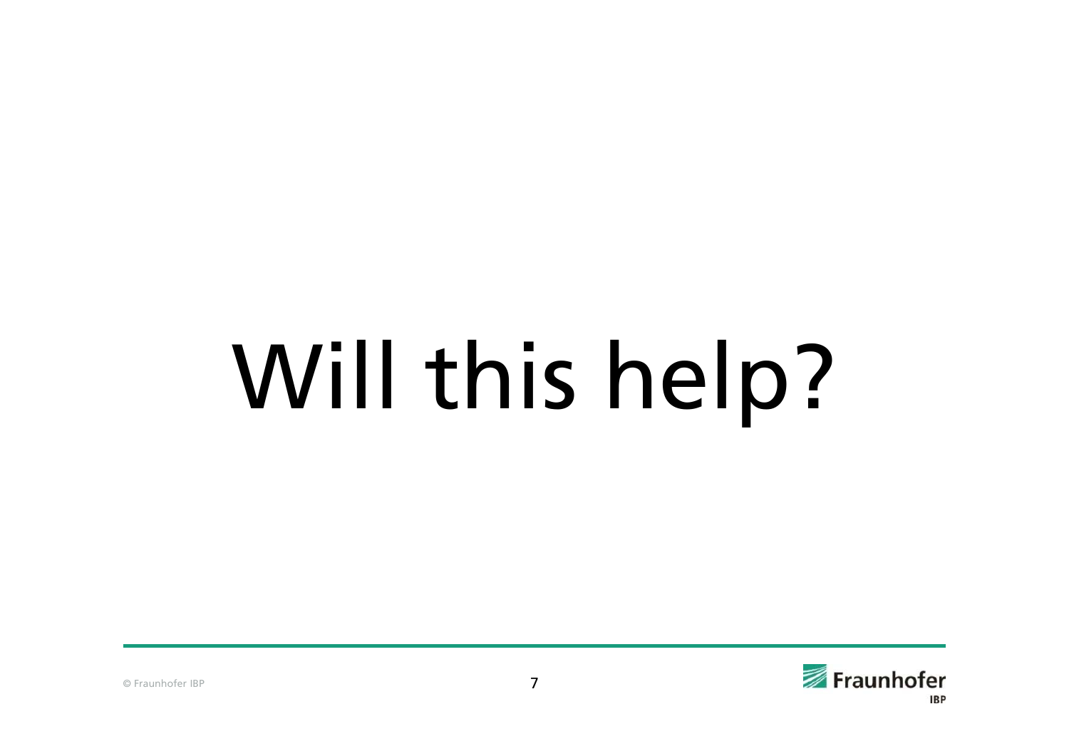# Will this help?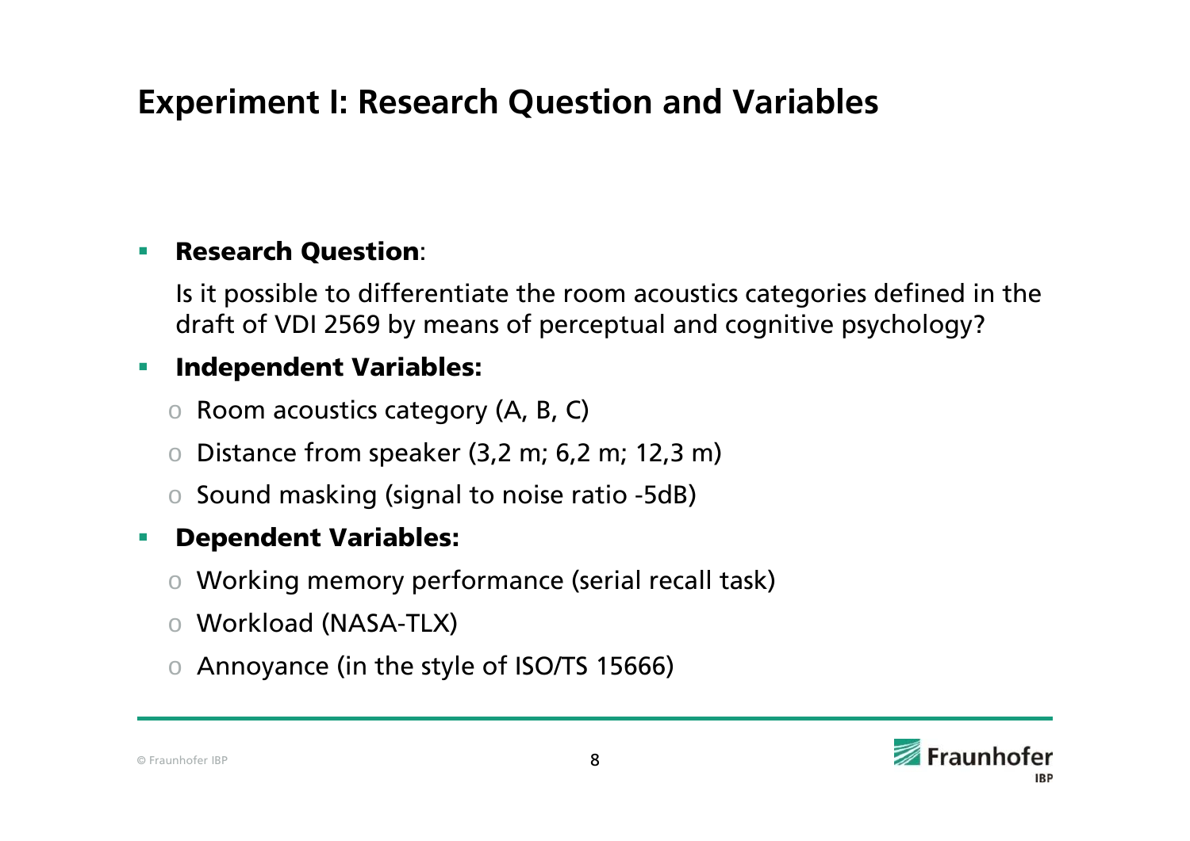# Experiment I: Research Question and Variables

- **Research Question**:

  Is it possible to differentiate the room acoustics categories defined in the draft of VDI 2569 by means of perceptual and cognitive psychology?

- **Independent Variables:**
  - Room acoustics category (A, B, C)
  - Distance from speaker (3,2 m; 6,2 m; 12,3 m)
  - Sound masking (signal to noise ratio -5dB)

- **Dependent Variables:**
  - Working memory performance (serial recall task)
  - Workload (NASA-TLX)
  - Annoyance (in the style of ISO/TS 15666)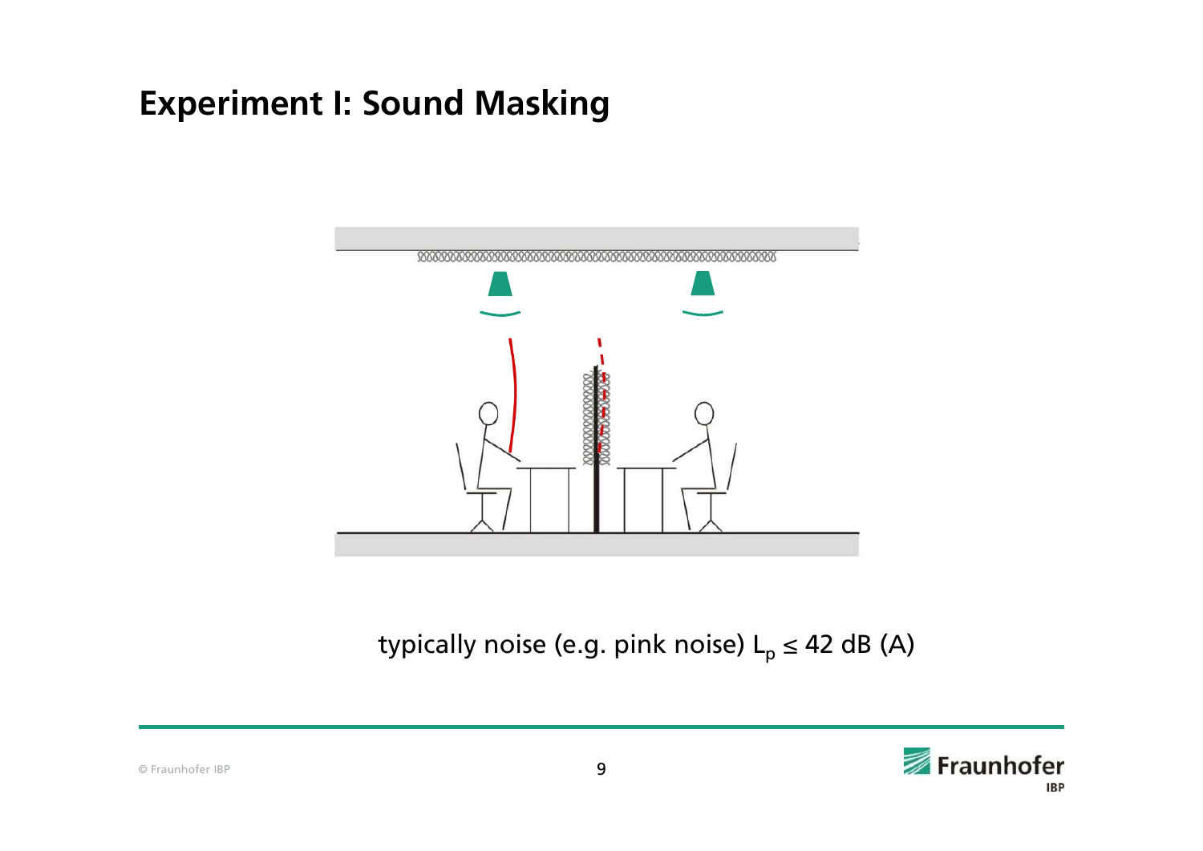# Experiment I: Sound Masking

typically noise (e.g. pink noise) $L_p \leq 42$ dB (A)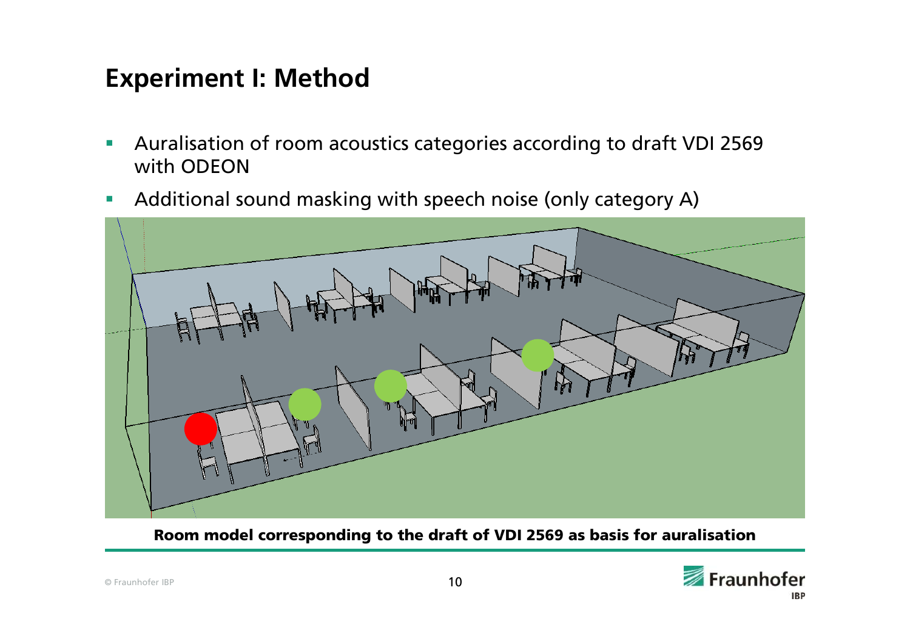# Experiment I: Method

- Auralisation of room acoustics categories according to draft VDI 2569 with ODEON
- Additional sound masking with speech noise (only category A)

**Room model corresponding to the draft of VDI 2569 as basis for auralisation**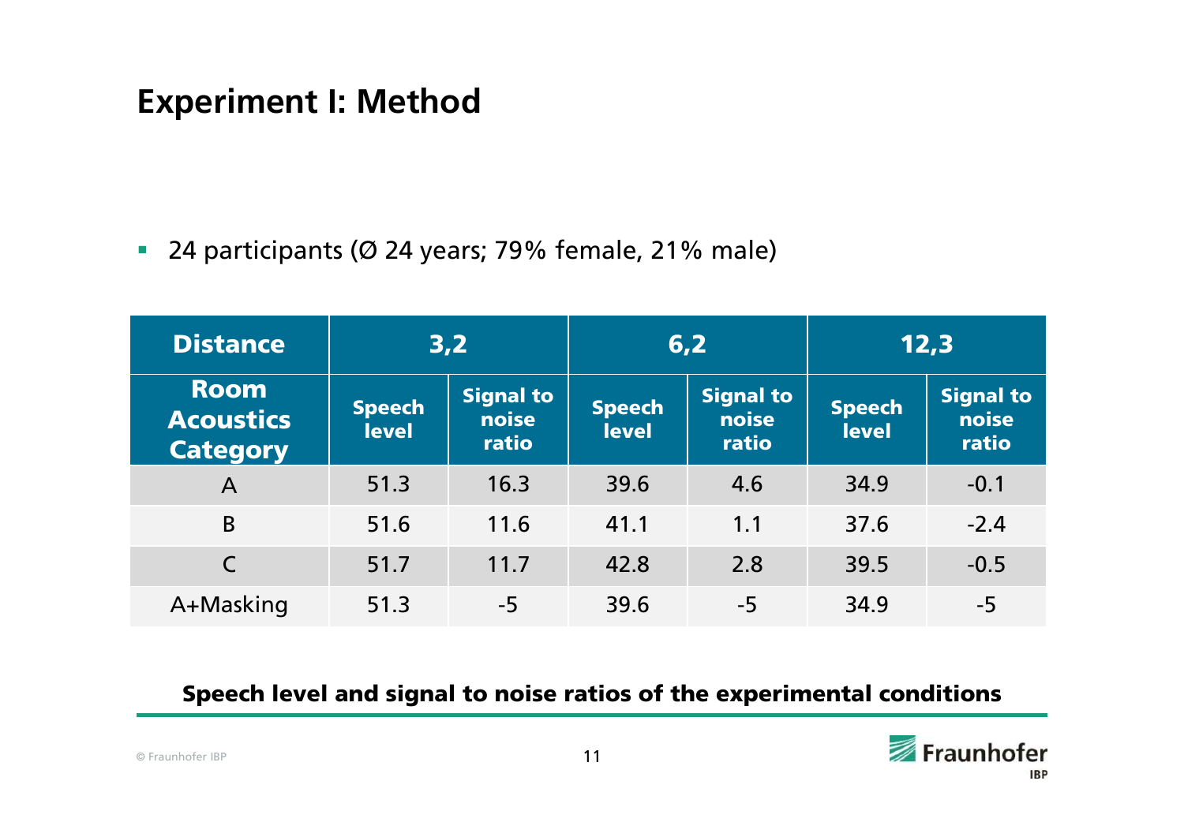# Experiment I: Method

- 24 participants (Ø 24 years; 79% female, 21% male)

| Distance | 3,2 | | 6,2 | | 12,3 | |
|---|---|---|---|---|---|---|
| Room Acoustics Category | Speech level | Signal to noise ratio | Speech level | Signal to noise ratio | Speech level | Signal to noise ratio |
| A | 51.3 | 16.3 | 39.6 | 4.6 | 34.9 | -0.1 |
| B | 51.6 | 11.6 | 41.1 | 1.1 | 37.6 | -2.4 |
| C | 51.7 | 11.7 | 42.8 | 2.8 | 39.5 | -0.5 |
| A+Masking | 51.3 | -5 | 39.6 | -5 | 34.9 | -5 |

**Speech level and signal to noise ratios of the experimental conditions**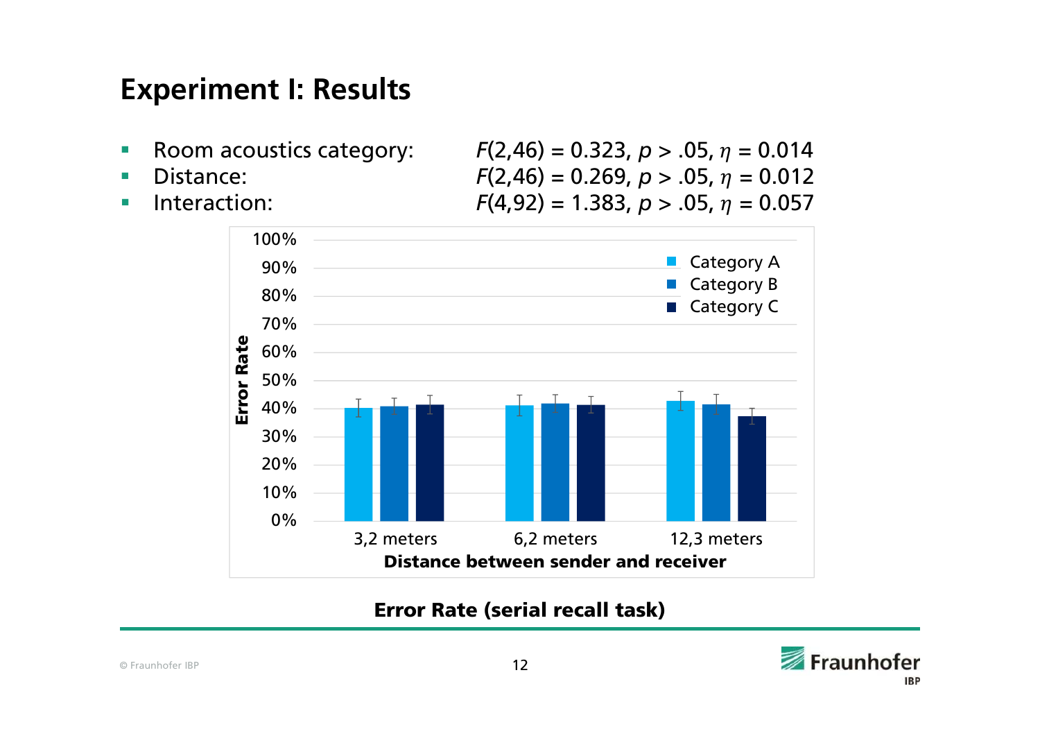# Experiment I: Results

- Room acoustics category: $F(2,46) = 0.323$, $p > .05$, $\eta = 0.014$
- Distance: $F(2,46) = 0.269$, $p > .05$, $\eta = 0.012$
- Interaction: $F(4,92) = 1.383$, $p > .05$, $\eta = 0.057$

**Error Rate (serial recall task)**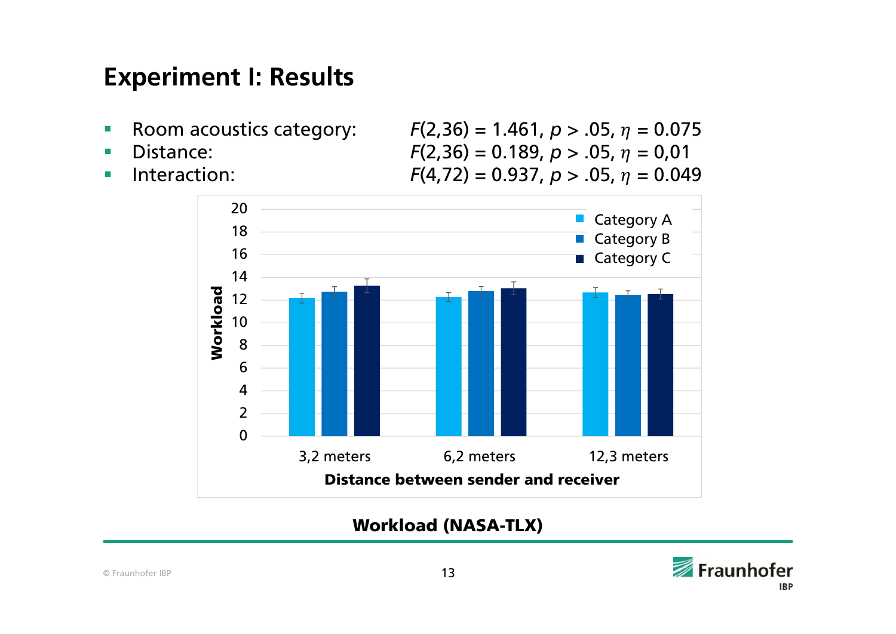# Experiment I: Results

- Room acoustics category: $F(2,36) = 1.461$, $p > .05$, $\eta = 0.075$
- Distance: $F(2,36) = 0.189$, $p > .05$, $\eta = 0,01$
- Interaction: $F(4,72) = 0.937$, $p > .05$, $\eta = 0.049$

**Workload (NASA-TLX)**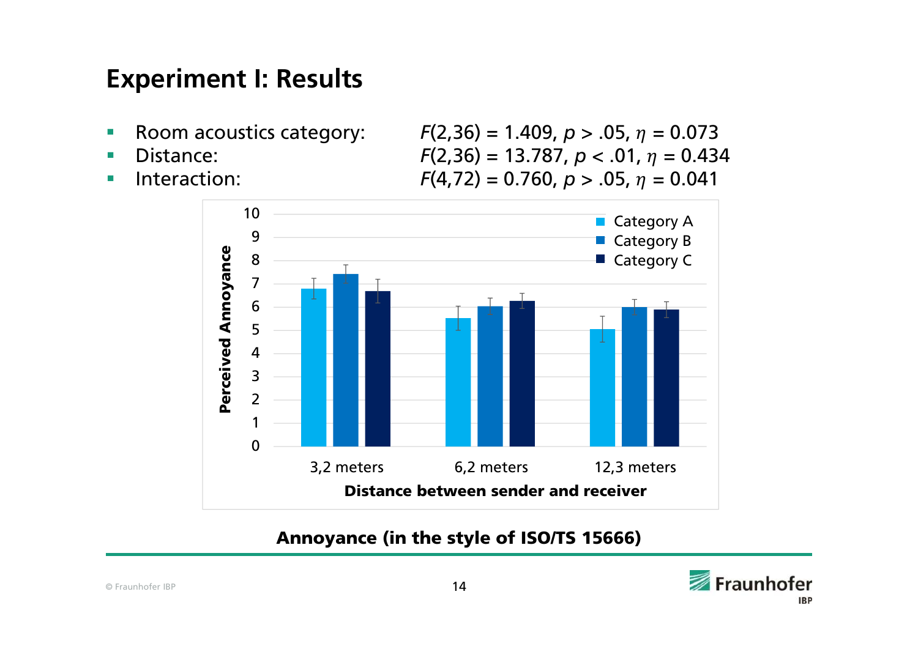# Experiment I: Results

- Room acoustics category: $F(2,36) = 1.409$, $p > .05$, $\eta = 0.073$
- Distance: $F(2,36) = 13.787$, $p < .01$, $\eta = 0.434$
- Interaction: $F(4,72) = 0.760$, $p > .05$, $\eta = 0.041$

**Annoyance (in the style of ISO/TS 15666)**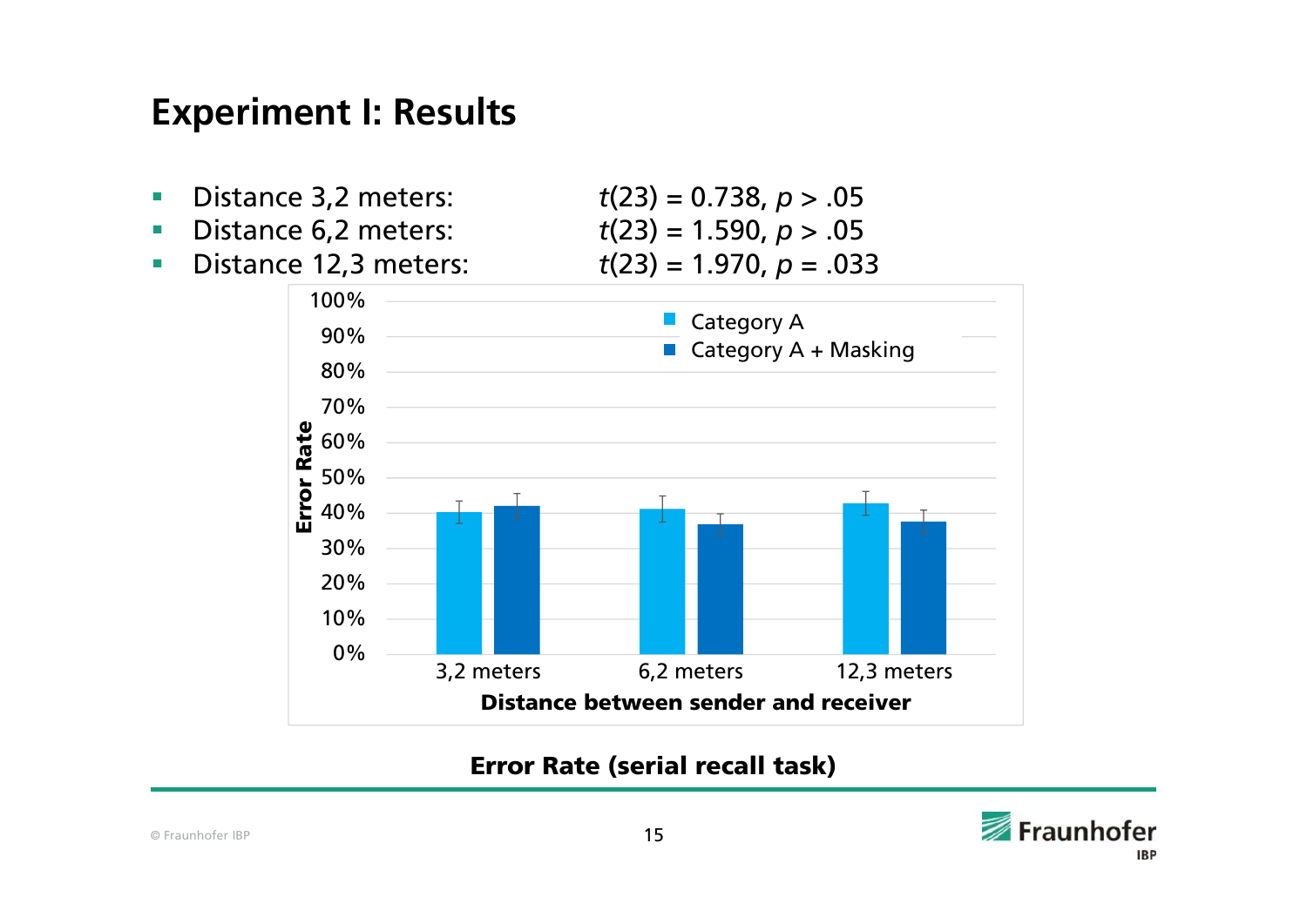# Experiment I: Results

- Distance 3,2 meters: $t(23) = 0.738$, $p > .05$
- Distance 6,2 meters: $t(23) = 1.590$, $p > .05$
- Distance 12,3 meters: $t(23) = 1.970$, $p = .033$

**Error Rate (serial recall task)**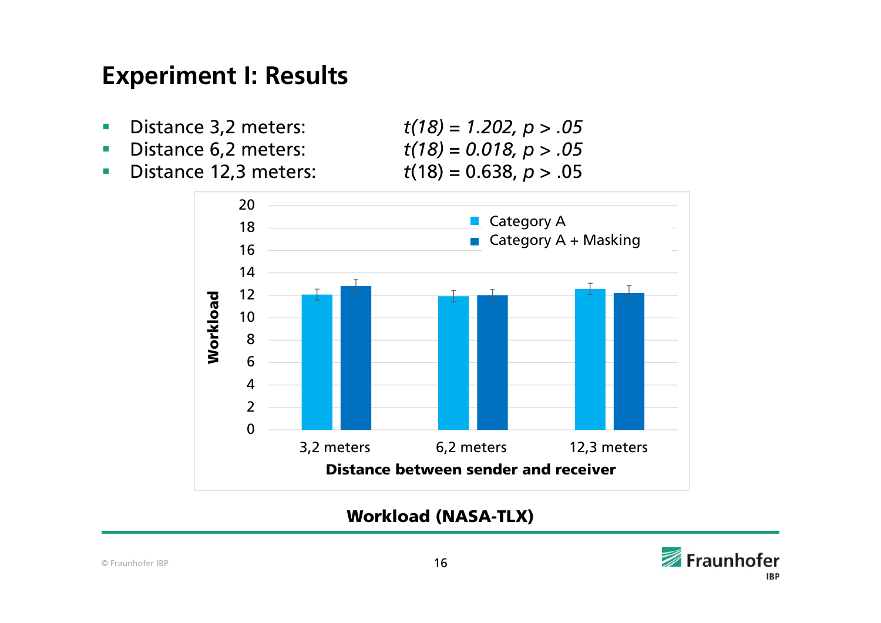# Experiment I: Results

- Distance 3,2 meters: $t(18) = 1.202, p > .05$
- Distance 6,2 meters: $t(18) = 0.018, p > .05$
- Distance 12,3 meters: $t(18) = 0.638, p > .05$

**Workload (NASA-TLX)**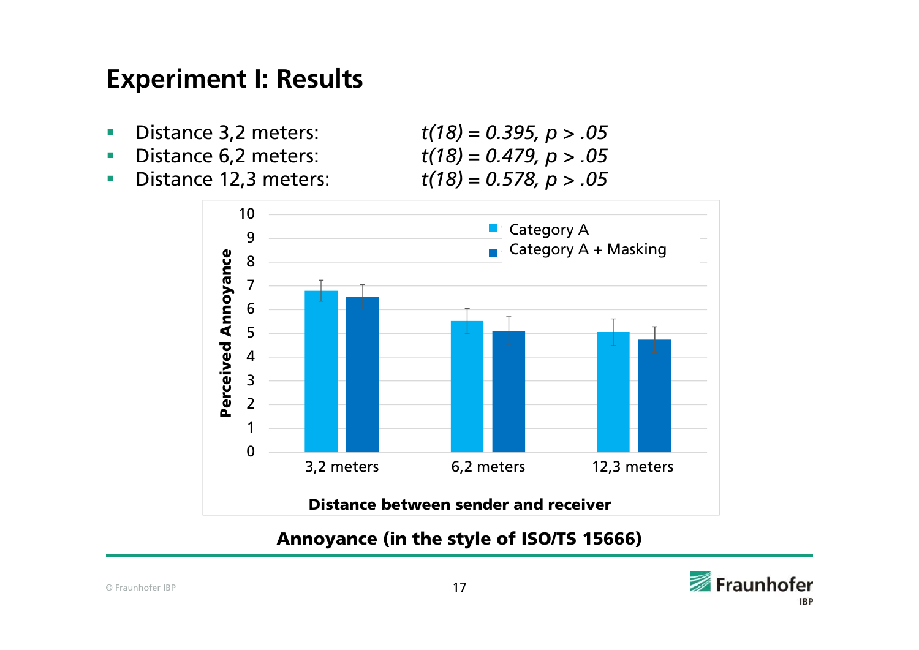# Experiment I: Results

- Distance 3,2 meters: $t(18) = 0.395, p > .05$
- Distance 6,2 meters: $t(18) = 0.479, p > .05$
- Distance 12,3 meters: $t(18) = 0.578, p > .05$

**Annoyance (in the style of ISO/TS 15666)**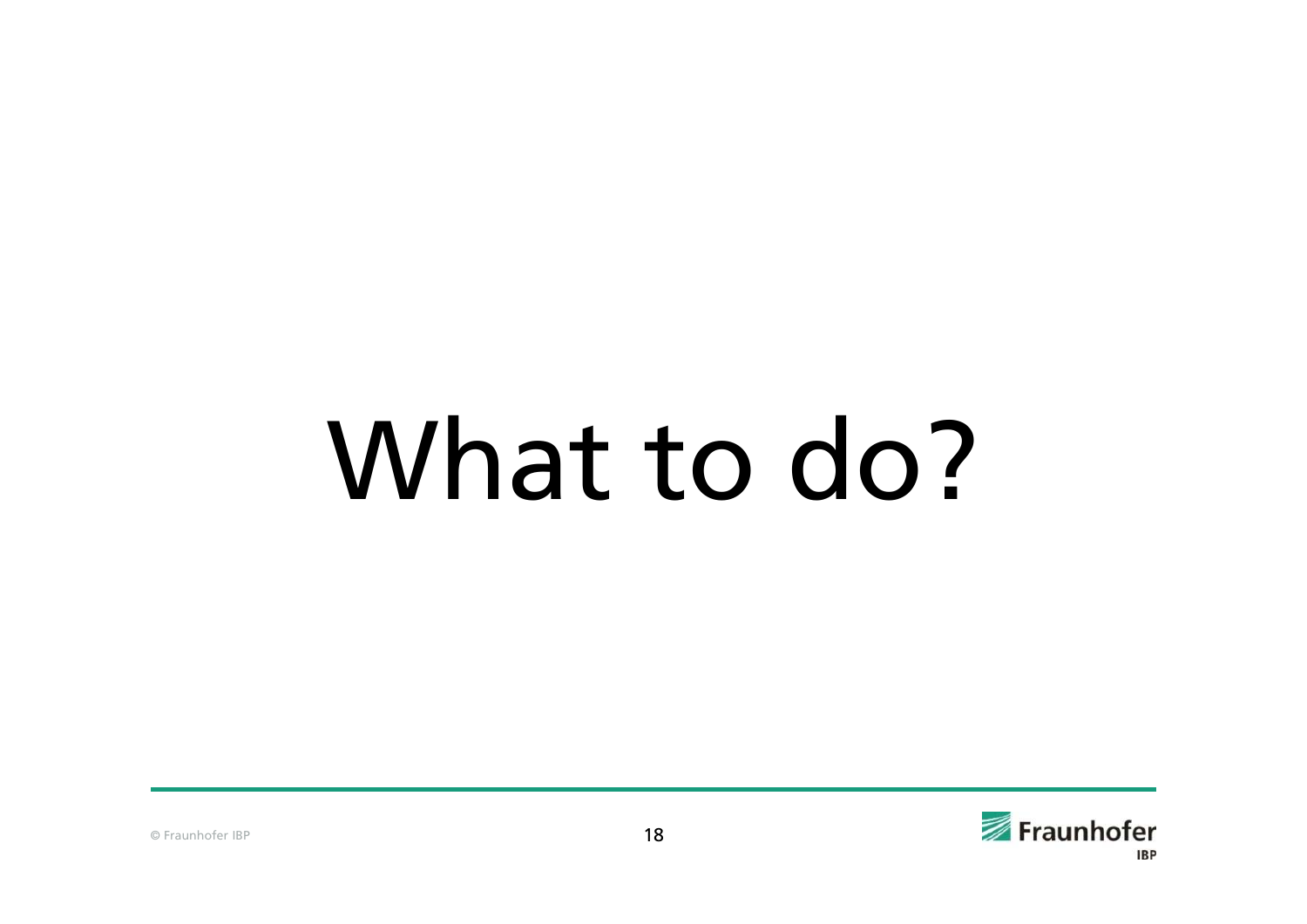# What to do?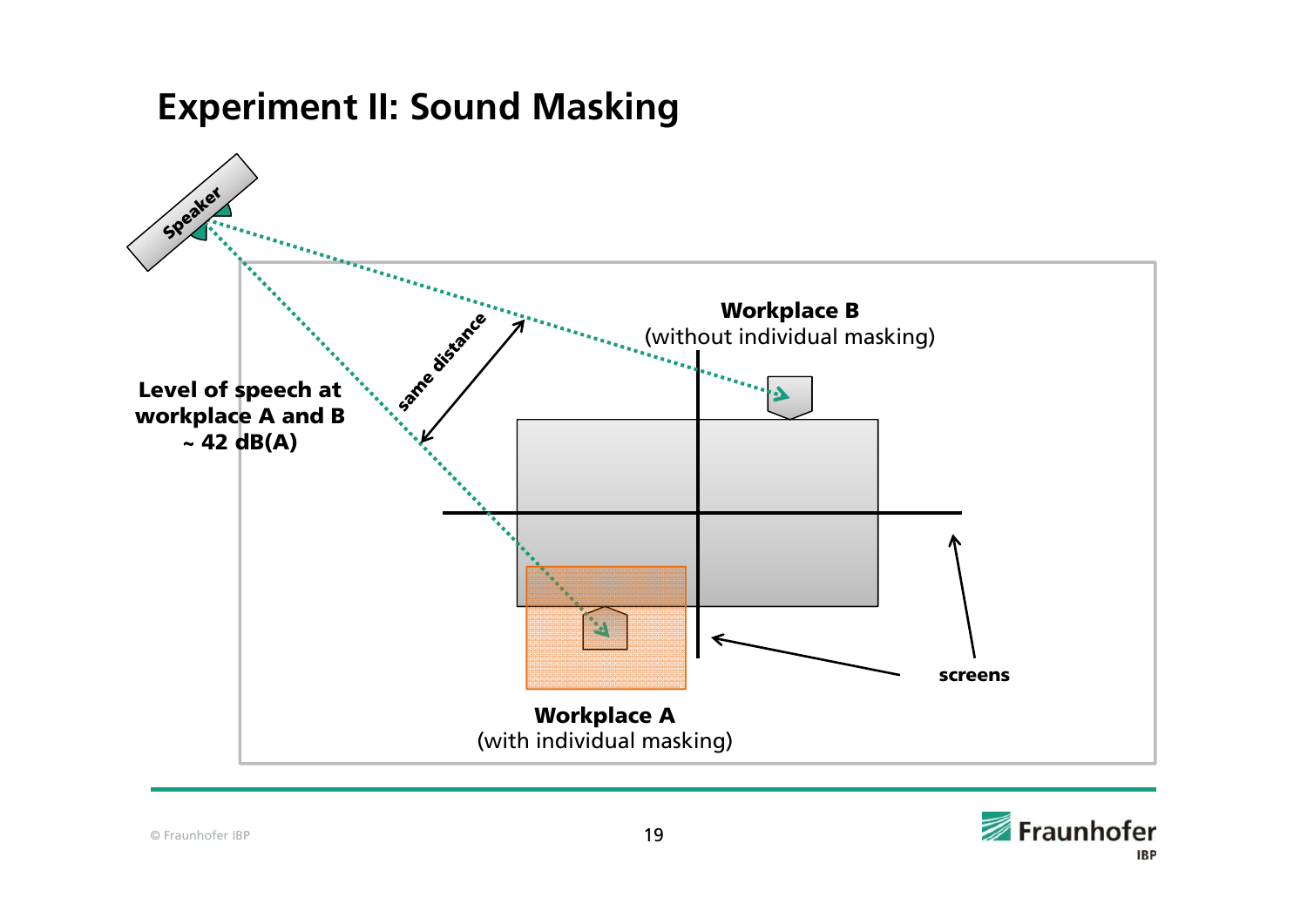# Experiment II: Sound Masking

Speaker

same distance

**Level of speech at workplace A and B ~ 42 dB(A)**

**Workplace B**
(without individual masking)

**Workplace A**
(with individual masking)

**screens**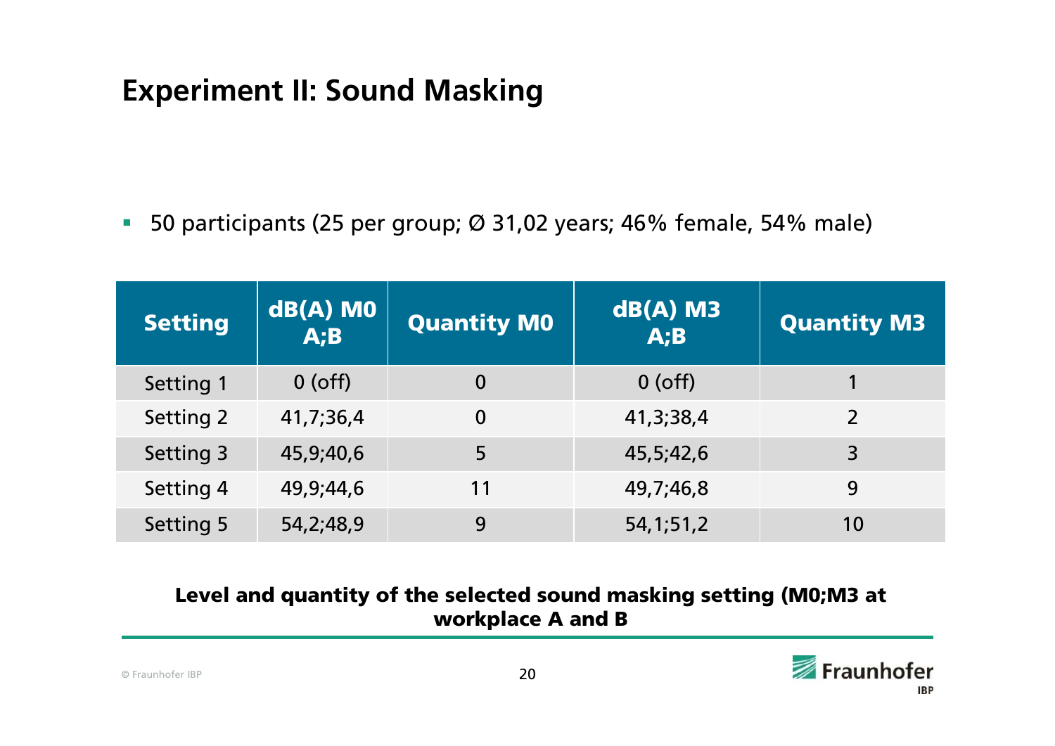# Experiment II: Sound Masking

- 50 participants (25 per group; Ø 31,02 years; 46% female, 54% male)

| Setting | dB(A) M0 A;B | Quantity M0 | dB(A) M3 A;B | Quantity M3 |
|---|---|---|---|---|
| Setting 1 | 0 (off) | 0 | 0 (off) | 1 |
| Setting 2 | 41,7;36,4 | 0 | 41,3;38,4 | 2 |
| Setting 3 | 45,9;40,6 | 5 | 45,5;42,6 | 3 |
| Setting 4 | 49,9;44,6 | 11 | 49,7;46,8 | 9 |
| Setting 5 | 54,2;48,9 | 9 | 54,1;51,2 | 10 |

**Level and quantity of the selected sound masking setting (M0;M3 at workplace A and B**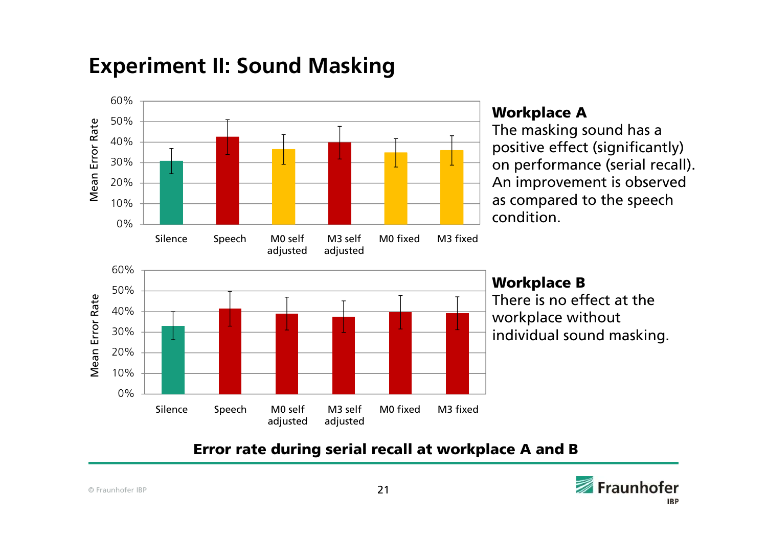# Experiment II: Sound Masking

**Workplace A**
The masking sound has a positive effect (significantly) on performance (serial recall). An improvement is observed as compared to the speech condition.

**Workplace B**
There is no effect at the workplace without individual sound masking.

**Error rate during serial recall at workplace A and B**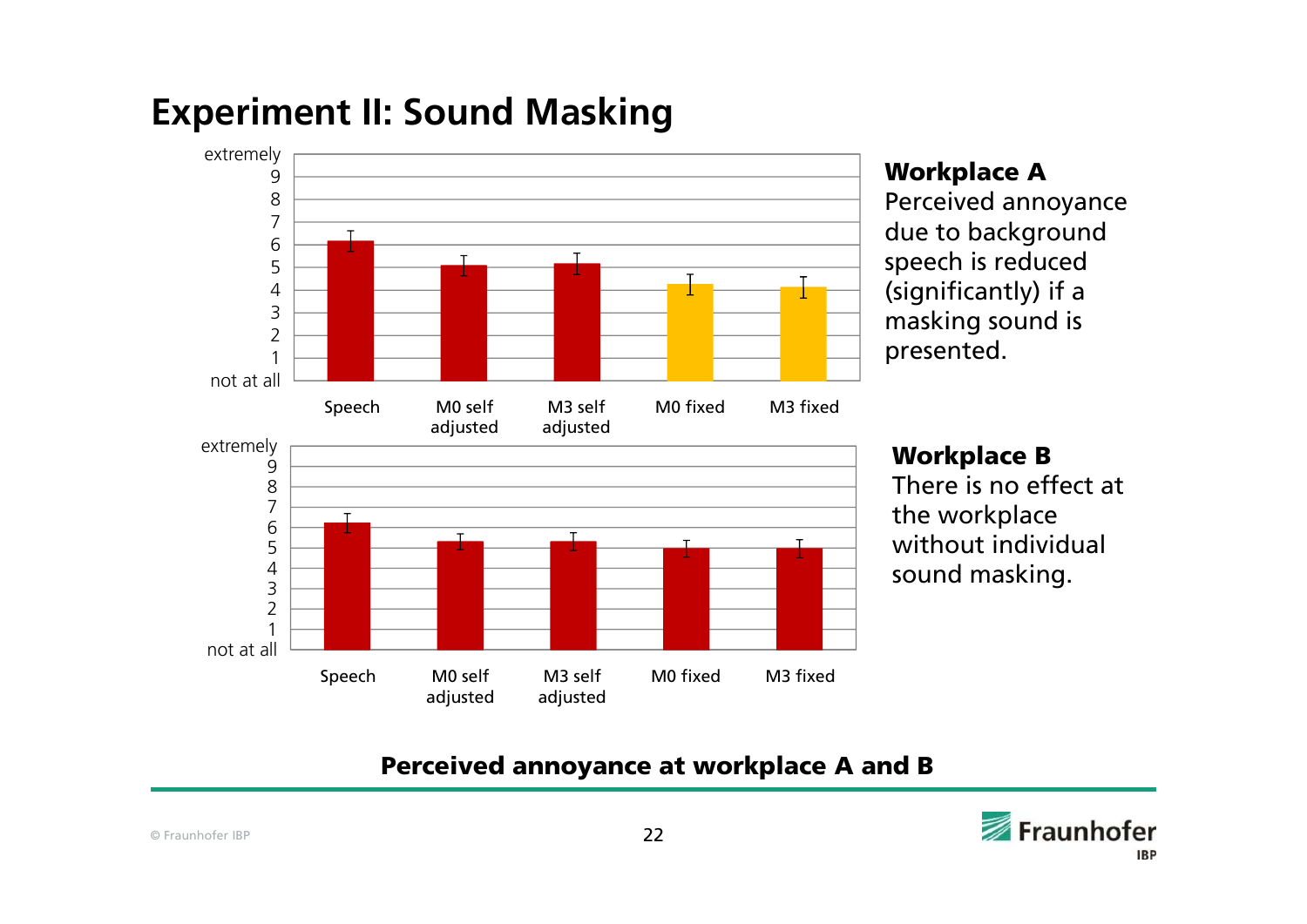# Experiment II: Sound Masking

extremely
9
8
7
6
5
4
3
2
1
not at all

Speech | M0 self adjusted | M3 self adjusted | M0 fixed | M3 fixed

**Workplace A**
Perceived annoyance due to background speech is reduced (significantly) if a masking sound is presented.

extremely
9
8
7
6
5
4
3
2
1
not at all

Speech | M0 self adjusted | M3 self adjusted | M0 fixed | M3 fixed

**Workplace B**
There is no effect at the workplace without individual sound masking.

**Perceived annoyance at workplace A and B**

© Fraunhofer IBP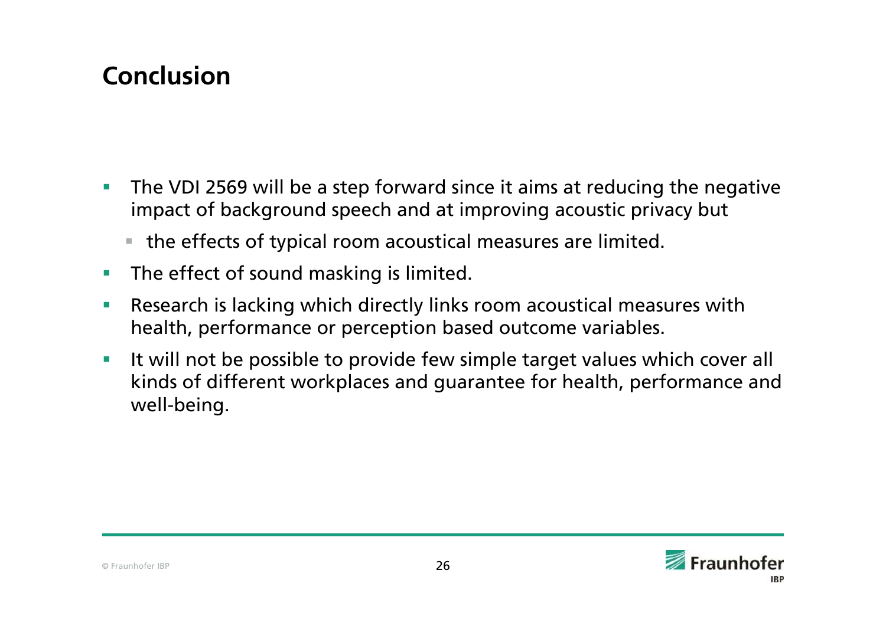## Conclusion

- The VDI 2569 will be a step forward since it aims at reducing the negative impact of background speech and at improving acoustic privacy but
  - the effects of typical room acoustical measures are limited.
- The effect of sound masking is limited.
- Research is lacking which directly links room acoustical measures with health, performance or perception based outcome variables.
- It will not be possible to provide few simple target values which cover all kinds of different workplaces and guarantee for health, performance and well-being.